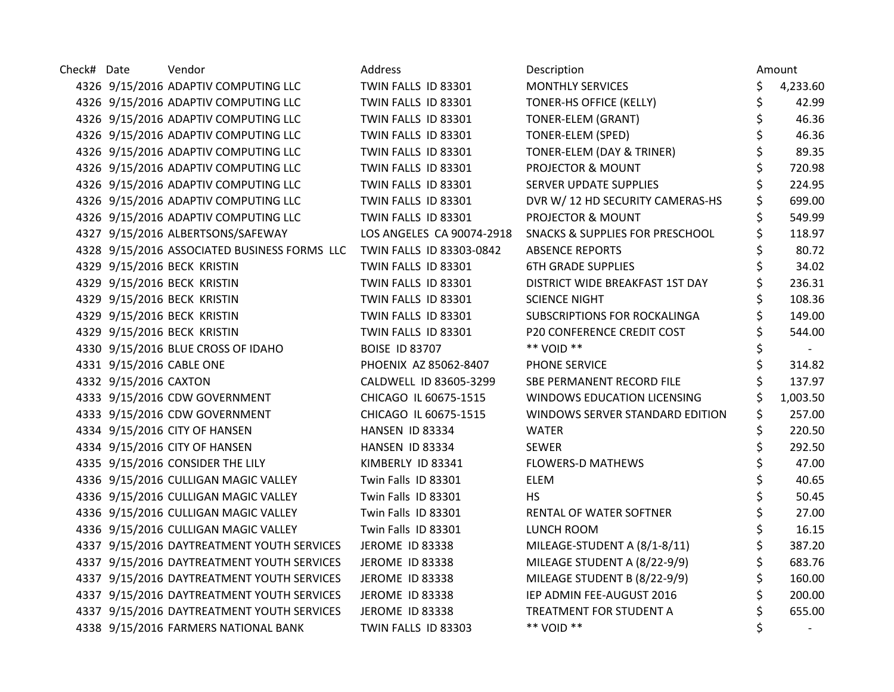| Check# | Date | Vendor | Address | Description | Amount |
|---|---|---|---|---|---|
| 4326 | 9/15/2016 | ADAPTIV COMPUTING LLC | TWIN FALLS ID 83301 | MONTHLY SERVICES | $ 4,233.60 |
| 4326 | 9/15/2016 | ADAPTIV COMPUTING LLC | TWIN FALLS ID 83301 | TONER-HS OFFICE (KELLY) | $ 42.99 |
| 4326 | 9/15/2016 | ADAPTIV COMPUTING LLC | TWIN FALLS ID 83301 | TONER-ELEM (GRANT) | $ 46.36 |
| 4326 | 9/15/2016 | ADAPTIV COMPUTING LLC | TWIN FALLS ID 83301 | TONER-ELEM (SPED) | $ 46.36 |
| 4326 | 9/15/2016 | ADAPTIV COMPUTING LLC | TWIN FALLS ID 83301 | TONER-ELEM (DAY & TRINER) | $ 89.35 |
| 4326 | 9/15/2016 | ADAPTIV COMPUTING LLC | TWIN FALLS ID 83301 | PROJECTOR & MOUNT | $ 720.98 |
| 4326 | 9/15/2016 | ADAPTIV COMPUTING LLC | TWIN FALLS ID 83301 | SERVER UPDATE SUPPLIES | $ 224.95 |
| 4326 | 9/15/2016 | ADAPTIV COMPUTING LLC | TWIN FALLS ID 83301 | DVR W/ 12 HD SECURITY CAMERAS-HS | $ 699.00 |
| 4326 | 9/15/2016 | ADAPTIV COMPUTING LLC | TWIN FALLS ID 83301 | PROJECTOR & MOUNT | $ 549.99 |
| 4327 | 9/15/2016 | ALBERTSONS/SAFEWAY | LOS ANGELES CA 90074-2918 | SNACKS & SUPPLIES FOR PRESCHOOL | $ 118.97 |
| 4328 | 9/15/2016 | ASSOCIATED BUSINESS FORMS LLC | TWIN FALLS ID 83303-0842 | ABSENCE REPORTS | $ 80.72 |
| 4329 | 9/15/2016 | BECK KRISTIN | TWIN FALLS ID 83301 | 6TH GRADE SUPPLIES | $ 34.02 |
| 4329 | 9/15/2016 | BECK KRISTIN | TWIN FALLS ID 83301 | DISTRICT WIDE BREAKFAST 1ST DAY | $ 236.31 |
| 4329 | 9/15/2016 | BECK KRISTIN | TWIN FALLS ID 83301 | SCIENCE NIGHT | $ 108.36 |
| 4329 | 9/15/2016 | BECK KRISTIN | TWIN FALLS ID 83301 | SUBSCRIPTIONS FOR ROCKALINGA | $ 149.00 |
| 4329 | 9/15/2016 | BECK KRISTIN | TWIN FALLS ID 83301 | P20 CONFERENCE CREDIT COST | $ 544.00 |
| 4330 | 9/15/2016 | BLUE CROSS OF IDAHO | BOISE ID 83707 | ** VOID ** | $ - |
| 4331 | 9/15/2016 | CABLE ONE | PHOENIX AZ 85062-8407 | PHONE SERVICE | $ 314.82 |
| 4332 | 9/15/2016 | CAXTON | CALDWELL ID 83605-3299 | SBE PERMANENT RECORD FILE | $ 137.97 |
| 4333 | 9/15/2016 | CDW GOVERNMENT | CHICAGO IL 60675-1515 | WINDOWS EDUCATION LICENSING | $ 1,003.50 |
| 4333 | 9/15/2016 | CDW GOVERNMENT | CHICAGO IL 60675-1515 | WINDOWS SERVER STANDARD EDITION | $ 257.00 |
| 4334 | 9/15/2016 | CITY OF HANSEN | HANSEN ID 83334 | WATER | $ 220.50 |
| 4334 | 9/15/2016 | CITY OF HANSEN | HANSEN ID 83334 | SEWER | $ 292.50 |
| 4335 | 9/15/2016 | CONSIDER THE LILY | KIMBERLY ID 83341 | FLOWERS-D MATHEWS | $ 47.00 |
| 4336 | 9/15/2016 | CULLIGAN MAGIC VALLEY | Twin Falls ID 83301 | ELEM | $ 40.65 |
| 4336 | 9/15/2016 | CULLIGAN MAGIC VALLEY | Twin Falls ID 83301 | HS | $ 50.45 |
| 4336 | 9/15/2016 | CULLIGAN MAGIC VALLEY | Twin Falls ID 83301 | RENTAL OF WATER SOFTNER | $ 27.00 |
| 4336 | 9/15/2016 | CULLIGAN MAGIC VALLEY | Twin Falls ID 83301 | LUNCH ROOM | $ 16.15 |
| 4337 | 9/15/2016 | DAYTREATMENT YOUTH SERVICES | JEROME ID 83338 | MILEAGE-STUDENT A (8/1-8/11) | $ 387.20 |
| 4337 | 9/15/2016 | DAYTREATMENT YOUTH SERVICES | JEROME ID 83338 | MILEAGE STUDENT A (8/22-9/9) | $ 683.76 |
| 4337 | 9/15/2016 | DAYTREATMENT YOUTH SERVICES | JEROME ID 83338 | MILEAGE STUDENT B (8/22-9/9) | $ 160.00 |
| 4337 | 9/15/2016 | DAYTREATMENT YOUTH SERVICES | JEROME ID 83338 | IEP ADMIN FEE-AUGUST 2016 | $ 200.00 |
| 4337 | 9/15/2016 | DAYTREATMENT YOUTH SERVICES | JEROME ID 83338 | TREATMENT FOR STUDENT A | $ 655.00 |
| 4338 | 9/15/2016 | FARMERS NATIONAL BANK | TWIN FALLS ID 83303 | ** VOID ** | $ - |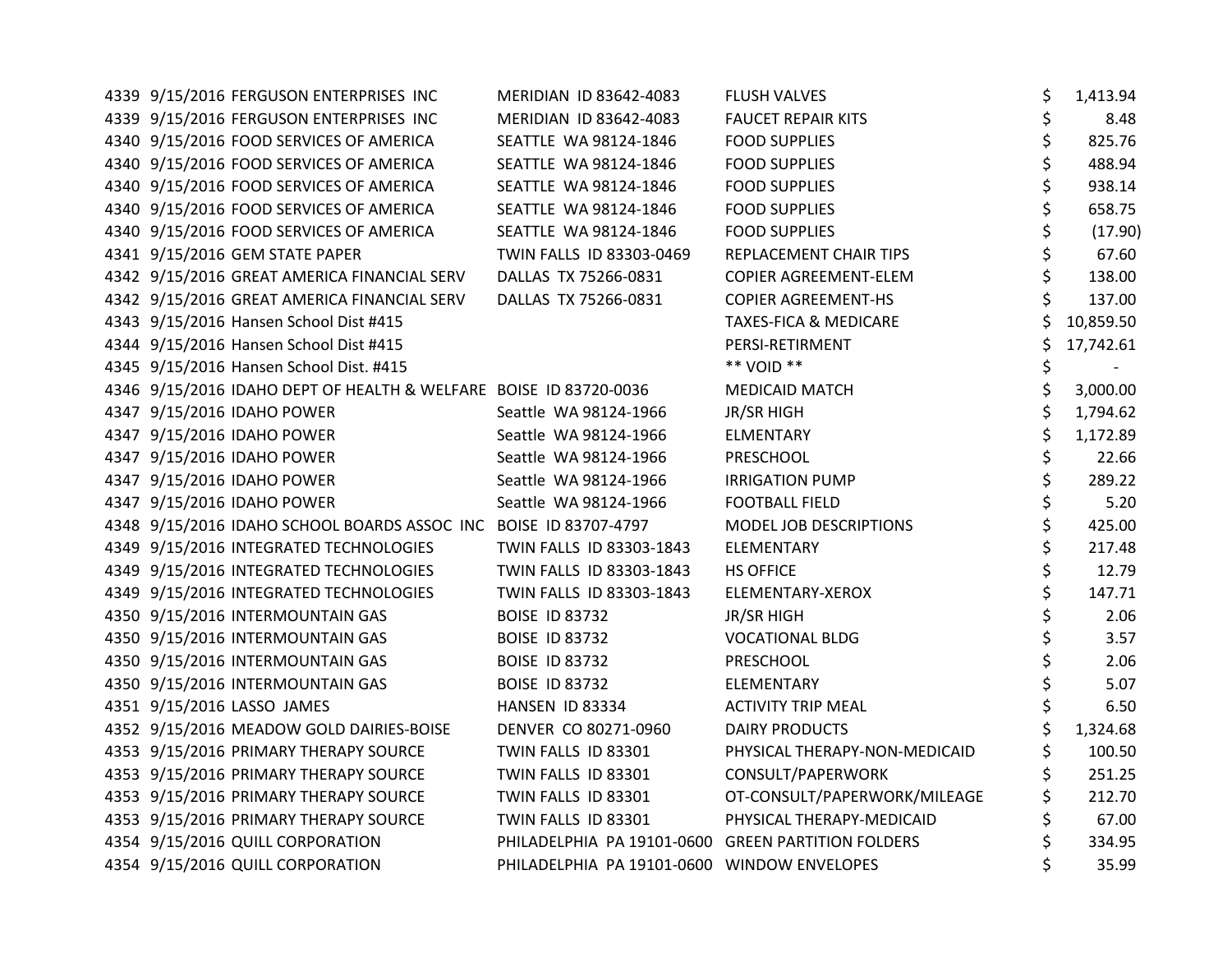| | | | | | |
|---|---|---|---|---|---|
| 4339 | 9/15/2016 | FERGUSON ENTERPRISES INC | MERIDIAN ID 83642-4083 | FLUSH VALVES | $ 1,413.94 |
| 4339 | 9/15/2016 | FERGUSON ENTERPRISES INC | MERIDIAN ID 83642-4083 | FAUCET REPAIR KITS | $ 8.48 |
| 4340 | 9/15/2016 | FOOD SERVICES OF AMERICA | SEATTLE WA 98124-1846 | FOOD SUPPLIES | $ 825.76 |
| 4340 | 9/15/2016 | FOOD SERVICES OF AMERICA | SEATTLE WA 98124-1846 | FOOD SUPPLIES | $ 488.94 |
| 4340 | 9/15/2016 | FOOD SERVICES OF AMERICA | SEATTLE WA 98124-1846 | FOOD SUPPLIES | $ 938.14 |
| 4340 | 9/15/2016 | FOOD SERVICES OF AMERICA | SEATTLE WA 98124-1846 | FOOD SUPPLIES | $ 658.75 |
| 4340 | 9/15/2016 | FOOD SERVICES OF AMERICA | SEATTLE WA 98124-1846 | FOOD SUPPLIES | $ (17.90) |
| 4341 | 9/15/2016 | GEM STATE PAPER | TWIN FALLS ID 83303-0469 | REPLACEMENT CHAIR TIPS | $ 67.60 |
| 4342 | 9/15/2016 | GREAT AMERICA FINANCIAL SERV | DALLAS TX 75266-0831 | COPIER AGREEMENT-ELEM | $ 138.00 |
| 4342 | 9/15/2016 | GREAT AMERICA FINANCIAL SERV | DALLAS TX 75266-0831 | COPIER AGREEMENT-HS | $ 137.00 |
| 4343 | 9/15/2016 | Hansen School Dist #415 | | TAXES-FICA & MEDICARE | $ 10,859.50 |
| 4344 | 9/15/2016 | Hansen School Dist #415 | | PERSI-RETIRMENT | $ 17,742.61 |
| 4345 | 9/15/2016 | Hansen School Dist. #415 | | ** VOID ** | $ - |
| 4346 | 9/15/2016 | IDAHO DEPT OF HEALTH & WELFARE | BOISE ID 83720-0036 | MEDICAID MATCH | $ 3,000.00 |
| 4347 | 9/15/2016 | IDAHO POWER | Seattle WA 98124-1966 | JR/SR HIGH | $ 1,794.62 |
| 4347 | 9/15/2016 | IDAHO POWER | Seattle WA 98124-1966 | ELMENTARY | $ 1,172.89 |
| 4347 | 9/15/2016 | IDAHO POWER | Seattle WA 98124-1966 | PRESCHOOL | $ 22.66 |
| 4347 | 9/15/2016 | IDAHO POWER | Seattle WA 98124-1966 | IRRIGATION PUMP | $ 289.22 |
| 4347 | 9/15/2016 | IDAHO POWER | Seattle WA 98124-1966 | FOOTBALL FIELD | $ 5.20 |
| 4348 | 9/15/2016 | IDAHO SCHOOL BOARDS ASSOC INC | BOISE ID 83707-4797 | MODEL JOB DESCRIPTIONS | $ 425.00 |
| 4349 | 9/15/2016 | INTEGRATED TECHNOLOGIES | TWIN FALLS ID 83303-1843 | ELEMENTARY | $ 217.48 |
| 4349 | 9/15/2016 | INTEGRATED TECHNOLOGIES | TWIN FALLS ID 83303-1843 | HS OFFICE | $ 12.79 |
| 4349 | 9/15/2016 | INTEGRATED TECHNOLOGIES | TWIN FALLS ID 83303-1843 | ELEMENTARY-XEROX | $ 147.71 |
| 4350 | 9/15/2016 | INTERMOUNTAIN GAS | BOISE ID 83732 | JR/SR HIGH | $ 2.06 |
| 4350 | 9/15/2016 | INTERMOUNTAIN GAS | BOISE ID 83732 | VOCATIONAL BLDG | $ 3.57 |
| 4350 | 9/15/2016 | INTERMOUNTAIN GAS | BOISE ID 83732 | PRESCHOOL | $ 2.06 |
| 4350 | 9/15/2016 | INTERMOUNTAIN GAS | BOISE ID 83732 | ELEMENTARY | $ 5.07 |
| 4351 | 9/15/2016 | LASSO JAMES | HANSEN ID 83334 | ACTIVITY TRIP MEAL | $ 6.50 |
| 4352 | 9/15/2016 | MEADOW GOLD DAIRIES-BOISE | DENVER CO 80271-0960 | DAIRY PRODUCTS | $ 1,324.68 |
| 4353 | 9/15/2016 | PRIMARY THERAPY SOURCE | TWIN FALLS ID 83301 | PHYSICAL THERAPY-NON-MEDICAID | $ 100.50 |
| 4353 | 9/15/2016 | PRIMARY THERAPY SOURCE | TWIN FALLS ID 83301 | CONSULT/PAPERWORK | $ 251.25 |
| 4353 | 9/15/2016 | PRIMARY THERAPY SOURCE | TWIN FALLS ID 83301 | OT-CONSULT/PAPERWORK/MILEAGE | $ 212.70 |
| 4353 | 9/15/2016 | PRIMARY THERAPY SOURCE | TWIN FALLS ID 83301 | PHYSICAL THERAPY-MEDICAID | $ 67.00 |
| 4354 | 9/15/2016 | QUILL CORPORATION | PHILADELPHIA PA 19101-0600 | GREEN PARTITION FOLDERS | $ 334.95 |
| 4354 | 9/15/2016 | QUILL CORPORATION | PHILADELPHIA PA 19101-0600 | WINDOW ENVELOPES | $ 35.99 |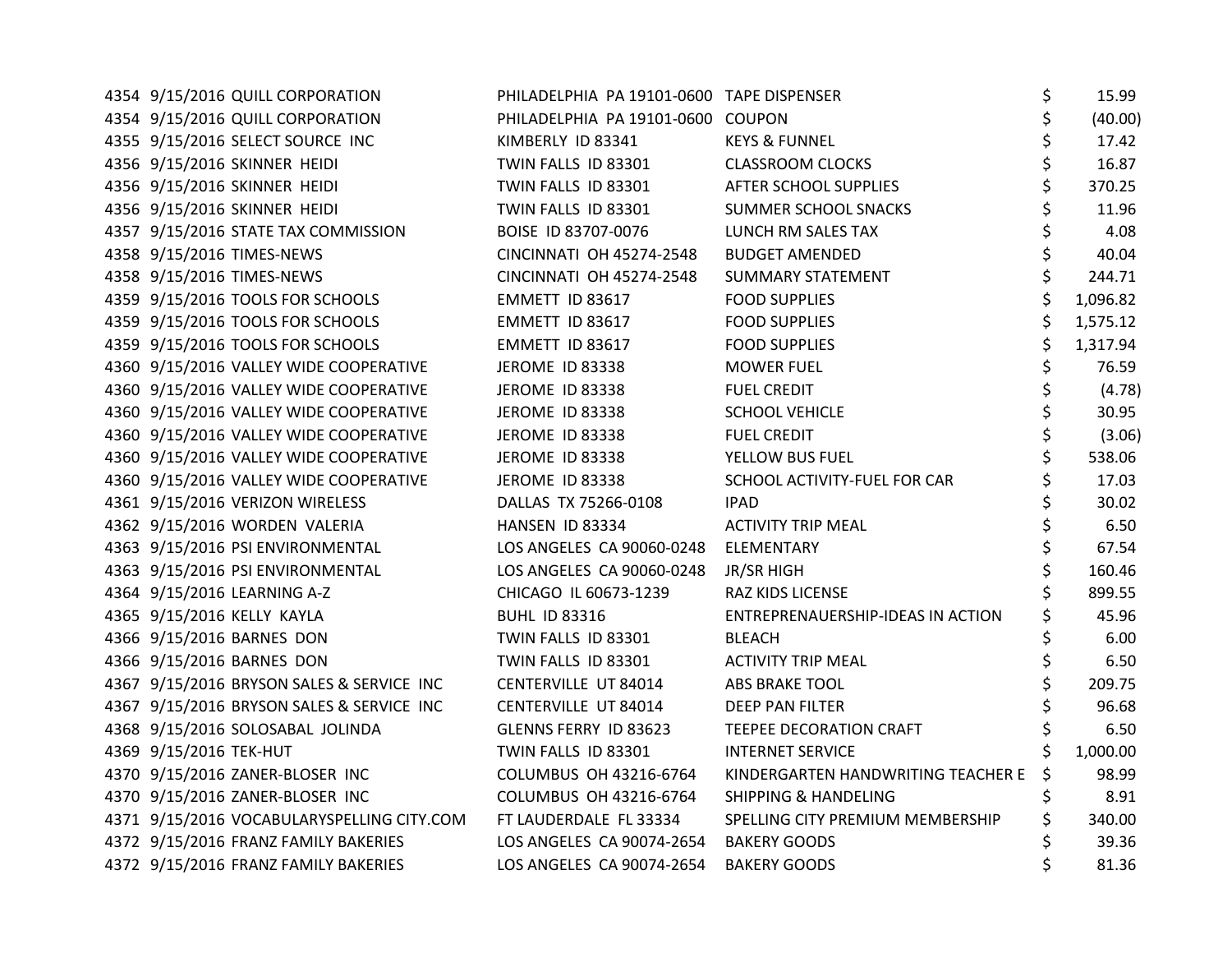| | | | | | |
|---|---|---|---|---|---|
| 4354 | 9/15/2016 | QUILL CORPORATION | PHILADELPHIA PA 19101-0600 | TAPE DISPENSER | $ 15.99 |
| 4354 | 9/15/2016 | QUILL CORPORATION | PHILADELPHIA PA 19101-0600 | COUPON | $ (40.00) |
| 4355 | 9/15/2016 | SELECT SOURCE INC | KIMBERLY ID 83341 | KEYS & FUNNEL | $ 17.42 |
| 4356 | 9/15/2016 | SKINNER HEIDI | TWIN FALLS ID 83301 | CLASSROOM CLOCKS | $ 16.87 |
| 4356 | 9/15/2016 | SKINNER HEIDI | TWIN FALLS ID 83301 | AFTER SCHOOL SUPPLIES | $ 370.25 |
| 4356 | 9/15/2016 | SKINNER HEIDI | TWIN FALLS ID 83301 | SUMMER SCHOOL SNACKS | $ 11.96 |
| 4357 | 9/15/2016 | STATE TAX COMMISSION | BOISE ID 83707-0076 | LUNCH RM SALES TAX | $ 4.08 |
| 4358 | 9/15/2016 | TIMES-NEWS | CINCINNATI OH 45274-2548 | BUDGET AMENDED | $ 40.04 |
| 4358 | 9/15/2016 | TIMES-NEWS | CINCINNATI OH 45274-2548 | SUMMARY STATEMENT | $ 244.71 |
| 4359 | 9/15/2016 | TOOLS FOR SCHOOLS | EMMETT ID 83617 | FOOD SUPPLIES | $ 1,096.82 |
| 4359 | 9/15/2016 | TOOLS FOR SCHOOLS | EMMETT ID 83617 | FOOD SUPPLIES | $ 1,575.12 |
| 4359 | 9/15/2016 | TOOLS FOR SCHOOLS | EMMETT ID 83617 | FOOD SUPPLIES | $ 1,317.94 |
| 4360 | 9/15/2016 | VALLEY WIDE COOPERATIVE | JEROME ID 83338 | MOWER FUEL | $ 76.59 |
| 4360 | 9/15/2016 | VALLEY WIDE COOPERATIVE | JEROME ID 83338 | FUEL CREDIT | $ (4.78) |
| 4360 | 9/15/2016 | VALLEY WIDE COOPERATIVE | JEROME ID 83338 | SCHOOL VEHICLE | $ 30.95 |
| 4360 | 9/15/2016 | VALLEY WIDE COOPERATIVE | JEROME ID 83338 | FUEL CREDIT | $ (3.06) |
| 4360 | 9/15/2016 | VALLEY WIDE COOPERATIVE | JEROME ID 83338 | YELLOW BUS FUEL | $ 538.06 |
| 4360 | 9/15/2016 | VALLEY WIDE COOPERATIVE | JEROME ID 83338 | SCHOOL ACTIVITY-FUEL FOR CAR | $ 17.03 |
| 4361 | 9/15/2016 | VERIZON WIRELESS | DALLAS TX 75266-0108 | IPAD | $ 30.02 |
| 4362 | 9/15/2016 | WORDEN VALERIA | HANSEN ID 83334 | ACTIVITY TRIP MEAL | $ 6.50 |
| 4363 | 9/15/2016 | PSI ENVIRONMENTAL | LOS ANGELES CA 90060-0248 | ELEMENTARY | $ 67.54 |
| 4363 | 9/15/2016 | PSI ENVIRONMENTAL | LOS ANGELES CA 90060-0248 | JR/SR HIGH | $ 160.46 |
| 4364 | 9/15/2016 | LEARNING A-Z | CHICAGO IL 60673-1239 | RAZ KIDS LICENSE | $ 899.55 |
| 4365 | 9/15/2016 | KELLY KAYLA | BUHL ID 83316 | ENTREPRENAUERSHIP-IDEAS IN ACTION | $ 45.96 |
| 4366 | 9/15/2016 | BARNES DON | TWIN FALLS ID 83301 | BLEACH | $ 6.00 |
| 4366 | 9/15/2016 | BARNES DON | TWIN FALLS ID 83301 | ACTIVITY TRIP MEAL | $ 6.50 |
| 4367 | 9/15/2016 | BRYSON SALES & SERVICE INC | CENTERVILLE UT 84014 | ABS BRAKE TOOL | $ 209.75 |
| 4367 | 9/15/2016 | BRYSON SALES & SERVICE INC | CENTERVILLE UT 84014 | DEEP PAN FILTER | $ 96.68 |
| 4368 | 9/15/2016 | SOLOSABAL JOLINDA | GLENNS FERRY ID 83623 | TEEPEE DECORATION CRAFT | $ 6.50 |
| 4369 | 9/15/2016 | TEK-HUT | TWIN FALLS ID 83301 | INTERNET SERVICE | $ 1,000.00 |
| 4370 | 9/15/2016 | ZANER-BLOSER INC | COLUMBUS OH 43216-6764 | KINDERGARTEN HANDWRITING TEACHER E | $ 98.99 |
| 4370 | 9/15/2016 | ZANER-BLOSER INC | COLUMBUS OH 43216-6764 | SHIPPING & HANDELING | $ 8.91 |
| 4371 | 9/15/2016 | VOCABULARYSPELLING CITY.COM | FT LAUDERDALE FL 33334 | SPELLING CITY PREMIUM MEMBERSHIP | $ 340.00 |
| 4372 | 9/15/2016 | FRANZ FAMILY BAKERIES | LOS ANGELES CA 90074-2654 | BAKERY GOODS | $ 39.36 |
| 4372 | 9/15/2016 | FRANZ FAMILY BAKERIES | LOS ANGELES CA 90074-2654 | BAKERY GOODS | $ 81.36 |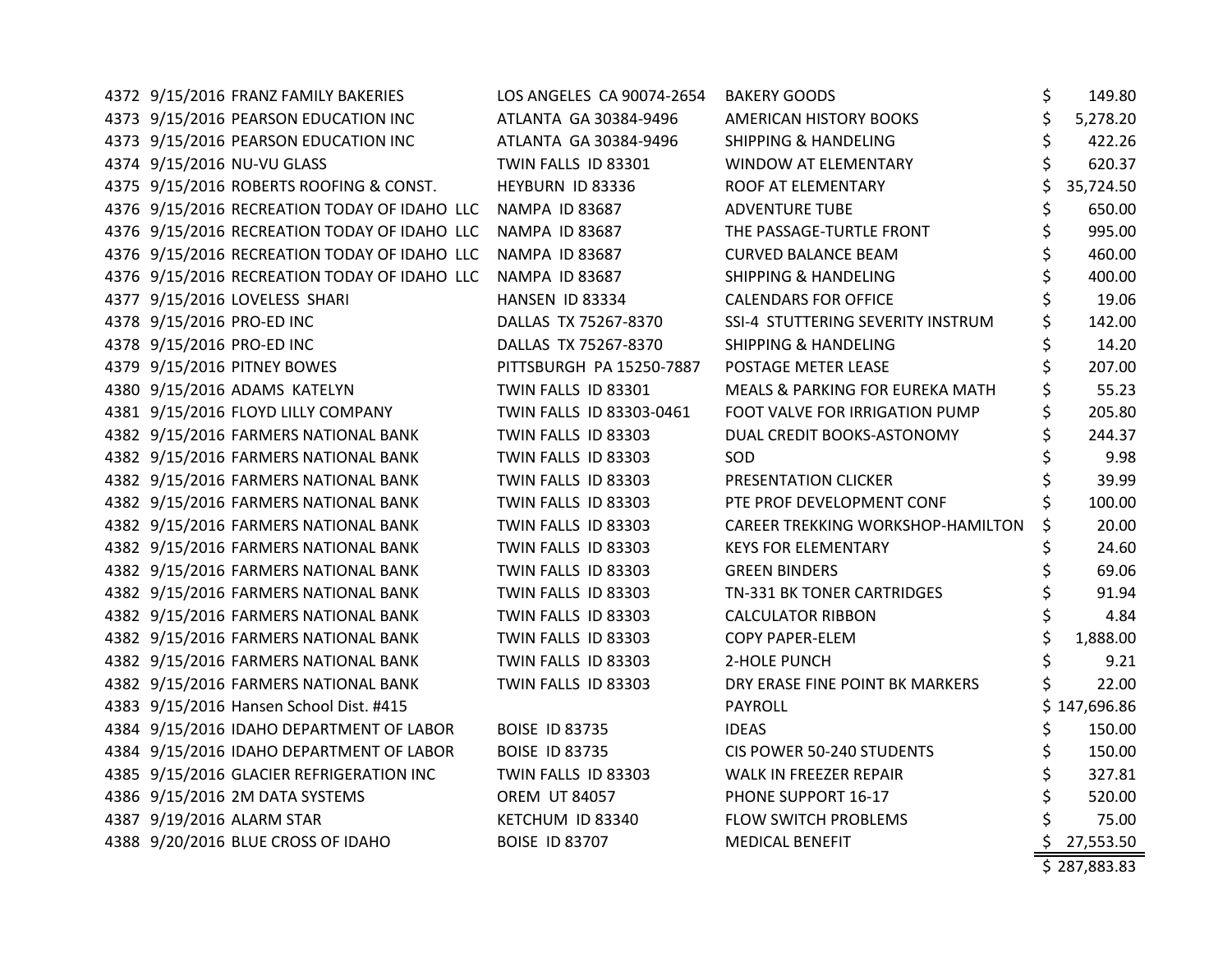| | | | | | |
|---|---|---|---|---|---|
| 4372 | 9/15/2016 | FRANZ FAMILY BAKERIES | LOS ANGELES CA 90074-2654 | BAKERY GOODS | $ 149.80 |
| 4373 | 9/15/2016 | PEARSON EDUCATION INC | ATLANTA GA 30384-9496 | AMERICAN HISTORY BOOKS | $ 5,278.20 |
| 4373 | 9/15/2016 | PEARSON EDUCATION INC | ATLANTA GA 30384-9496 | SHIPPING & HANDELING | $ 422.26 |
| 4374 | 9/15/2016 | NU-VU GLASS | TWIN FALLS ID 83301 | WINDOW AT ELEMENTARY | $ 620.37 |
| 4375 | 9/15/2016 | ROBERTS ROOFING & CONST. | HEYBURN ID 83336 | ROOF AT ELEMENTARY | $ 35,724.50 |
| 4376 | 9/15/2016 | RECREATION TODAY OF IDAHO LLC | NAMPA ID 83687 | ADVENTURE TUBE | $ 650.00 |
| 4376 | 9/15/2016 | RECREATION TODAY OF IDAHO LLC | NAMPA ID 83687 | THE PASSAGE-TURTLE FRONT | $ 995.00 |
| 4376 | 9/15/2016 | RECREATION TODAY OF IDAHO LLC | NAMPA ID 83687 | CURVED BALANCE BEAM | $ 460.00 |
| 4376 | 9/15/2016 | RECREATION TODAY OF IDAHO LLC | NAMPA ID 83687 | SHIPPING & HANDELING | $ 400.00 |
| 4377 | 9/15/2016 | LOVELESS SHARI | HANSEN ID 83334 | CALENDARS FOR OFFICE | $ 19.06 |
| 4378 | 9/15/2016 | PRO-ED INC | DALLAS TX 75267-8370 | SSI-4 STUTTERING SEVERITY INSTRUM | $ 142.00 |
| 4378 | 9/15/2016 | PRO-ED INC | DALLAS TX 75267-8370 | SHIPPING & HANDELING | $ 14.20 |
| 4379 | 9/15/2016 | PITNEY BOWES | PITTSBURGH PA 15250-7887 | POSTAGE METER LEASE | $ 207.00 |
| 4380 | 9/15/2016 | ADAMS KATELYN | TWIN FALLS ID 83301 | MEALS & PARKING FOR EUREKA MATH | $ 55.23 |
| 4381 | 9/15/2016 | FLOYD LILLY COMPANY | TWIN FALLS ID 83303-0461 | FOOT VALVE FOR IRRIGATION PUMP | $ 205.80 |
| 4382 | 9/15/2016 | FARMERS NATIONAL BANK | TWIN FALLS ID 83303 | DUAL CREDIT BOOKS-ASTONOMY | $ 244.37 |
| 4382 | 9/15/2016 | FARMERS NATIONAL BANK | TWIN FALLS ID 83303 | SOD | $ 9.98 |
| 4382 | 9/15/2016 | FARMERS NATIONAL BANK | TWIN FALLS ID 83303 | PRESENTATION CLICKER | $ 39.99 |
| 4382 | 9/15/2016 | FARMERS NATIONAL BANK | TWIN FALLS ID 83303 | PTE PROF DEVELOPMENT CONF | $ 100.00 |
| 4382 | 9/15/2016 | FARMERS NATIONAL BANK | TWIN FALLS ID 83303 | CAREER TREKKING WORKSHOP-HAMILTON | $ 20.00 |
| 4382 | 9/15/2016 | FARMERS NATIONAL BANK | TWIN FALLS ID 83303 | KEYS FOR ELEMENTARY | $ 24.60 |
| 4382 | 9/15/2016 | FARMERS NATIONAL BANK | TWIN FALLS ID 83303 | GREEN BINDERS | $ 69.06 |
| 4382 | 9/15/2016 | FARMERS NATIONAL BANK | TWIN FALLS ID 83303 | TN-331 BK TONER CARTRIDGES | $ 91.94 |
| 4382 | 9/15/2016 | FARMERS NATIONAL BANK | TWIN FALLS ID 83303 | CALCULATOR RIBBON | $ 4.84 |
| 4382 | 9/15/2016 | FARMERS NATIONAL BANK | TWIN FALLS ID 83303 | COPY PAPER-ELEM | $ 1,888.00 |
| 4382 | 9/15/2016 | FARMERS NATIONAL BANK | TWIN FALLS ID 83303 | 2-HOLE PUNCH | $ 9.21 |
| 4382 | 9/15/2016 | FARMERS NATIONAL BANK | TWIN FALLS ID 83303 | DRY ERASE FINE POINT BK MARKERS | $ 22.00 |
| 4383 | 9/15/2016 | Hansen School Dist. #415 | | PAYROLL | $ 147,696.86 |
| 4384 | 9/15/2016 | IDAHO DEPARTMENT OF LABOR | BOISE ID 83735 | IDEAS | $ 150.00 |
| 4384 | 9/15/2016 | IDAHO DEPARTMENT OF LABOR | BOISE ID 83735 | CIS POWER 50-240 STUDENTS | $ 150.00 |
| 4385 | 9/15/2016 | GLACIER REFRIGERATION INC | TWIN FALLS ID 83303 | WALK IN FREEZER REPAIR | $ 327.81 |
| 4386 | 9/15/2016 | 2M DATA SYSTEMS | OREM UT 84057 | PHONE SUPPORT 16-17 | $ 520.00 |
| 4387 | 9/19/2016 | ALARM STAR | KETCHUM ID 83340 | FLOW SWITCH PROBLEMS | $ 75.00 |
| 4388 | 9/20/2016 | BLUE CROSS OF IDAHO | BOISE ID 83707 | MEDICAL BENEFIT | $ 27,553.50 |
| | | | | | $ 287,883.83 |